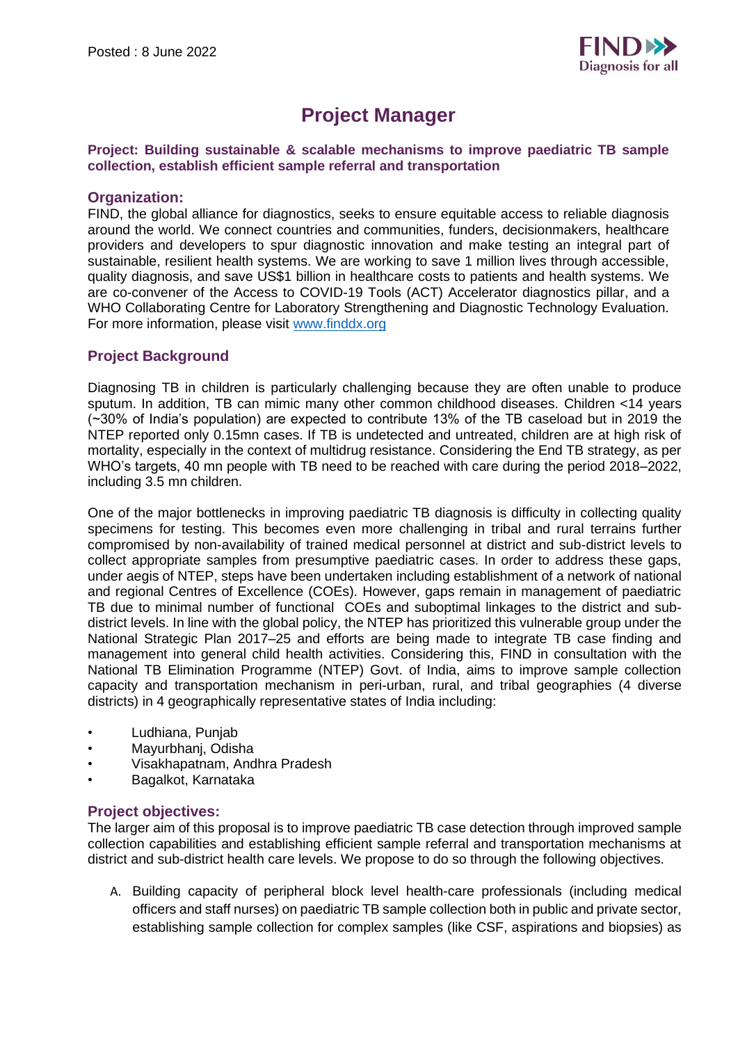Posted : 8 June 2022

# Project Manager

**Project: Building sustainable & scalable mechanisms to improve paediatric TB sample collection, establish efficient sample referral and transportation**

## Organization:

FIND, the global alliance for diagnostics, seeks to ensure equitable access to reliable diagnosis around the world. We connect countries and communities, funders, decisionmakers, healthcare providers and developers to spur diagnostic innovation and make testing an integral part of sustainable, resilient health systems. We are working to save 1 million lives through accessible, quality diagnosis, and save US$1 billion in healthcare costs to patients and health systems. We are co-convener of the Access to COVID-19 Tools (ACT) Accelerator diagnostics pillar, and a WHO Collaborating Centre for Laboratory Strengthening and Diagnostic Technology Evaluation. For more information, please visit [www.finddx.org](http://www.finddx.org)

## Project Background

Diagnosing TB in children is particularly challenging because they are often unable to produce sputum. In addition, TB can mimic many other common childhood diseases. Children <14 years (~30% of India's population) are expected to contribute 13% of the TB caseload but in 2019 the NTEP reported only 0.15mn cases. If TB is undetected and untreated, children are at high risk of mortality, especially in the context of multidrug resistance. Considering the End TB strategy, as per WHO's targets, 40 mn people with TB need to be reached with care during the period 2018–2022, including 3.5 mn children.

One of the major bottlenecks in improving paediatric TB diagnosis is difficulty in collecting quality specimens for testing. This becomes even more challenging in tribal and rural terrains further compromised by non-availability of trained medical personnel at district and sub-district levels to collect appropriate samples from presumptive paediatric cases. In order to address these gaps, under aegis of NTEP, steps have been undertaken including establishment of a network of national and regional Centres of Excellence (COEs). However, gaps remain in management of paediatric TB due to minimal number of functional COEs and suboptimal linkages to the district and sub-district levels. In line with the global policy, the NTEP has prioritized this vulnerable group under the National Strategic Plan 2017–25 and efforts are being made to integrate TB case finding and management into general child health activities. Considering this, FIND in consultation with the National TB Elimination Programme (NTEP) Govt. of India, aims to improve sample collection capacity and transportation mechanism in peri-urban, rural, and tribal geographies (4 diverse districts) in 4 geographically representative states of India including:

- Ludhiana, Punjab
- Mayurbhanj, Odisha
- Visakhapatnam, Andhra Pradesh
- Bagalkot, Karnataka

## Project objectives:

The larger aim of this proposal is to improve paediatric TB case detection through improved sample collection capabilities and establishing efficient sample referral and transportation mechanisms at district and sub-district health care levels. We propose to do so through the following objectives.

A. Building capacity of peripheral block level health-care professionals (including medical officers and staff nurses) on paediatric TB sample collection both in public and private sector, establishing sample collection for complex samples (like CSF, aspirations and biopsies) as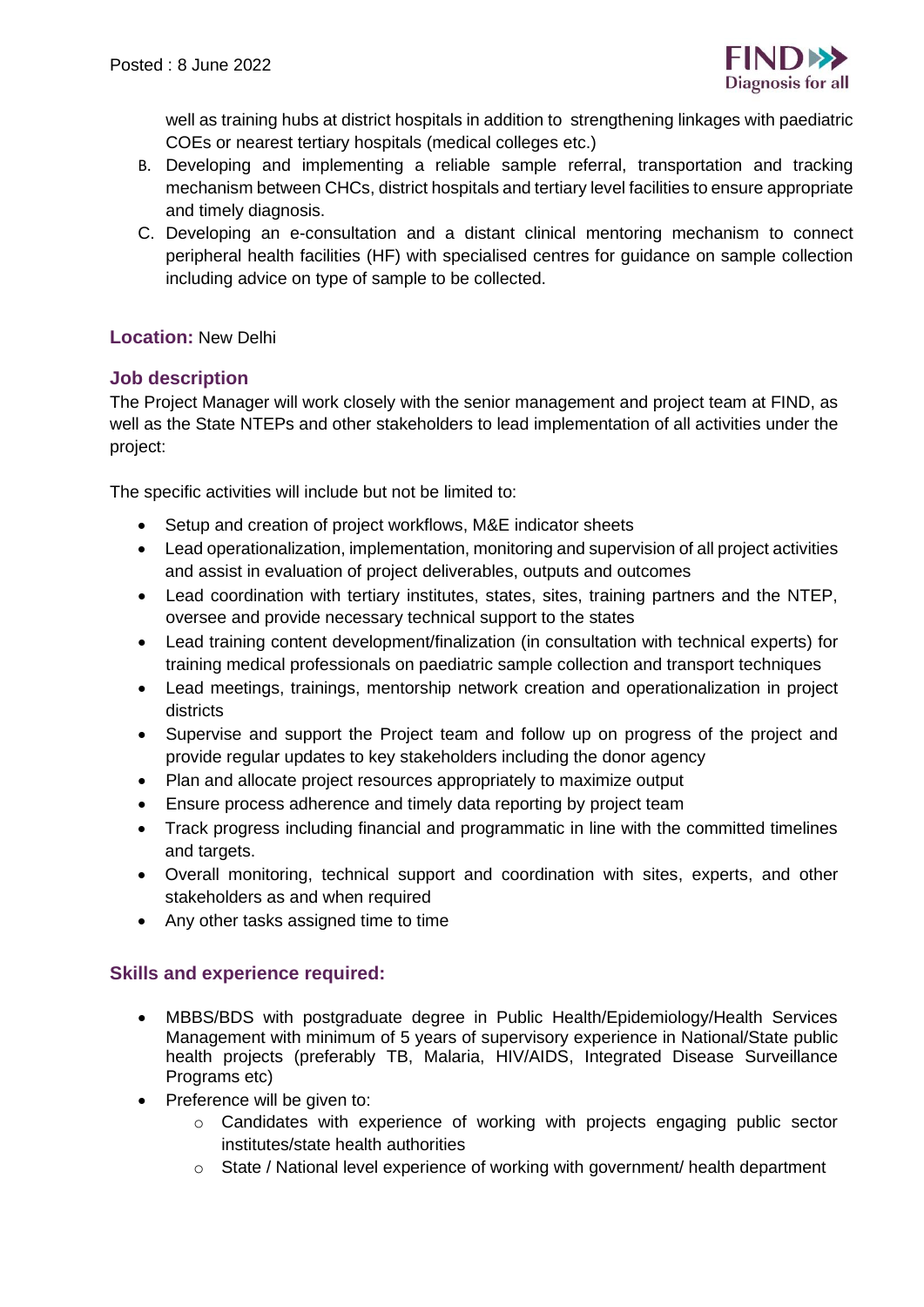well as training hubs at district hospitals in addition to strengthening linkages with paediatric COEs or nearest tertiary hospitals (medical colleges etc.)

B. Developing and implementing a reliable sample referral, transportation and tracking mechanism between CHCs, district hospitals and tertiary level facilities to ensure appropriate and timely diagnosis.

C. Developing an e-consultation and a distant clinical mentoring mechanism to connect peripheral health facilities (HF) with specialised centres for guidance on sample collection including advice on type of sample to be collected.

**Location:** New Delhi

## Job description

The Project Manager will work closely with the senior management and project team at FIND, as well as the State NTEPs and other stakeholders to lead implementation of all activities under the project:

The specific activities will include but not be limited to:

- Setup and creation of project workflows, M&E indicator sheets
- Lead operationalization, implementation, monitoring and supervision of all project activities and assist in evaluation of project deliverables, outputs and outcomes
- Lead coordination with tertiary institutes, states, sites, training partners and the NTEP, oversee and provide necessary technical support to the states
- Lead training content development/finalization (in consultation with technical experts) for training medical professionals on paediatric sample collection and transport techniques
- Lead meetings, trainings, mentorship network creation and operationalization in project districts
- Supervise and support the Project team and follow up on progress of the project and provide regular updates to key stakeholders including the donor agency
- Plan and allocate project resources appropriately to maximize output
- Ensure process adherence and timely data reporting by project team
- Track progress including financial and programmatic in line with the committed timelines and targets.
- Overall monitoring, technical support and coordination with sites, experts, and other stakeholders as and when required
- Any other tasks assigned time to time

## Skills and experience required:

- MBBS/BDS with postgraduate degree in Public Health/Epidemiology/Health Services Management with minimum of 5 years of supervisory experience in National/State public health projects (preferably TB, Malaria, HIV/AIDS, Integrated Disease Surveillance Programs etc)
- Preference will be given to:
  - Candidates with experience of working with projects engaging public sector institutes/state health authorities
  - State / National level experience of working with government/ health department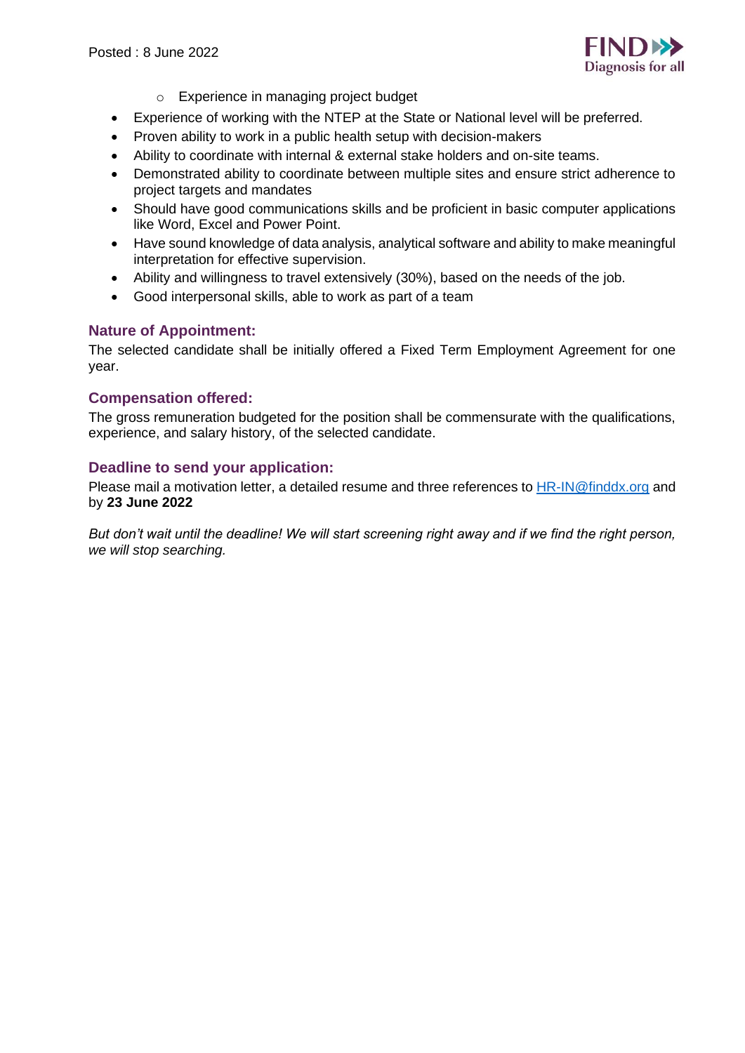- Experience in managing project budget

- Experience of working with the NTEP at the State or National level will be preferred.
- Proven ability to work in a public health setup with decision-makers
- Ability to coordinate with internal & external stake holders and on-site teams.
- Demonstrated ability to coordinate between multiple sites and ensure strict adherence to project targets and mandates
- Should have good communications skills and be proficient in basic computer applications like Word, Excel and Power Point.
- Have sound knowledge of data analysis, analytical software and ability to make meaningful interpretation for effective supervision.
- Ability and willingness to travel extensively (30%), based on the needs of the job.
- Good interpersonal skills, able to work as part of a team

### Nature of Appointment:

The selected candidate shall be initially offered a Fixed Term Employment Agreement for one year.

### Compensation offered:

The gross remuneration budgeted for the position shall be commensurate with the qualifications, experience, and salary history, of the selected candidate.

### Deadline to send your application:

Please mail a motivation letter, a detailed resume and three references to HR-IN@finddx.org and by **23 June 2022**

*But don't wait until the deadline! We will start screening right away and if we find the right person, we will stop searching.*